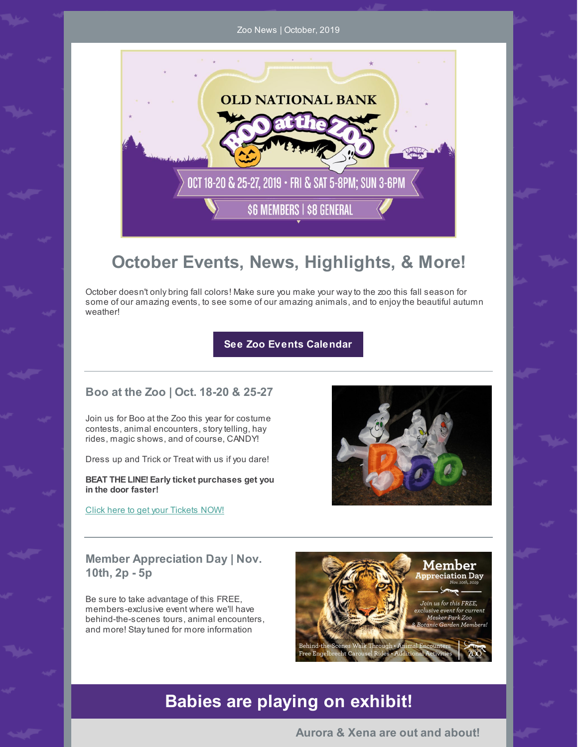Zoo News | October, 2019

OLD NATIONAL BANK

Boo at the Zoo

OCT 18-20 & 25-27, 2019 • FRI & SAT 5-8PM; SUN 3-6PM

$6 MEMBERS | $8 GENERAL

# October Events, News, Highlights, & More!

October doesn't only bring fall colors! Make sure you make your way to the zoo this fall season for some of our amazing events, to see some of our amazing animals, and to enjoy the beautiful autumn weather!

**See Zoo Events Calendar**

## Boo at the Zoo | Oct. 18-20 & 25-27

Join us for Boo at the Zoo this year for costume contests, animal encounters, story telling, hay rides, magic shows, and of course, CANDY!

Dress up and Trick or Treat with us if you dare!

**BEAT THE LINE! Early ticket purchases get you in the door faster!**

Click here to get your Tickets NOW!

## Member Appreciation Day | Nov. 10th, 2p - 5p

Be sure to take advantage of this FREE, members-exclusive event where we'll have behind-the-scenes tours, animal encounters, and more! Stay tuned for more information

Member Appreciation Day

Nov. 10th, 2019

*Join us for this FREE, exclusive event for current Mesker Park Zoo & Botanic Garden Members!*

Behind-the-Scenes Walk Through • Animal Encounters
Free Engelbrecht Carousel Rides • Additional Activities

# Babies are playing on exhibit!

## Aurora & Xena are out and about!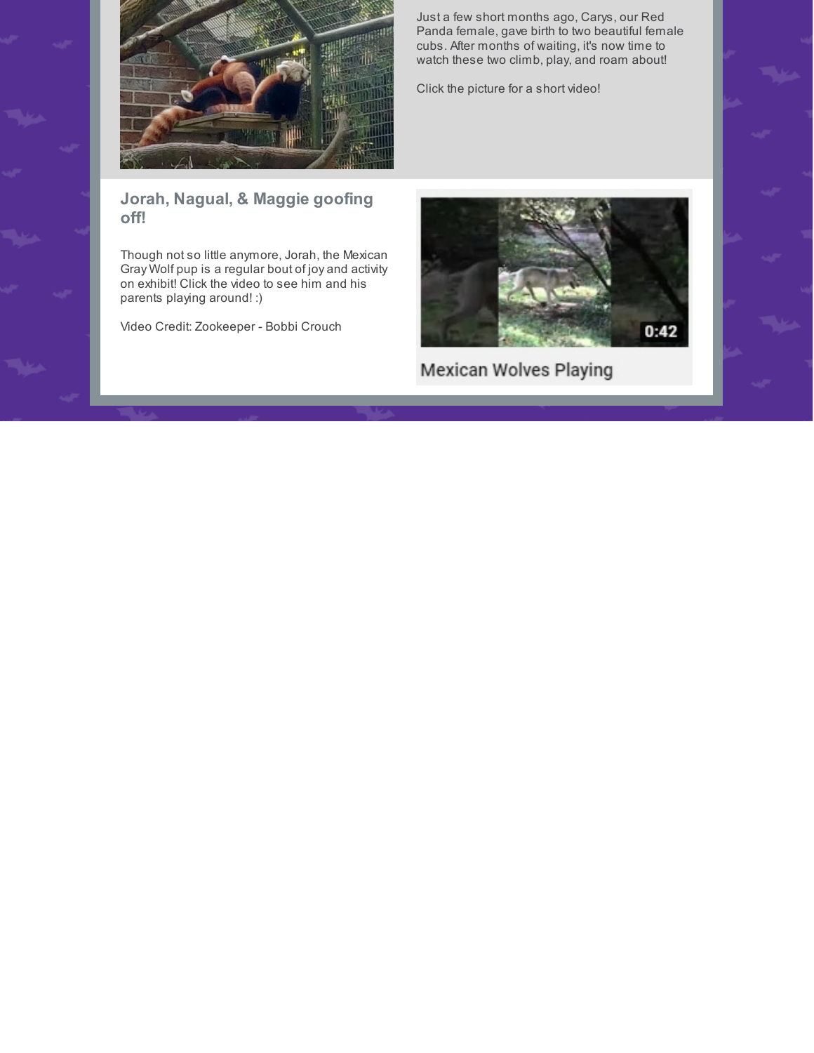Just a few short months ago, Carys, our Red Panda female, gave birth to two beautiful female cubs. After months of waiting, it's now time to watch these two climb, play, and roam about!

Click the picture for a short video!

### Jorah, Nagual, & Maggie goofing off!

Though not so little anymore, Jorah, the Mexican Gray Wolf pup is a regular bout of joy and activity on exhibit! Click the video to see him and his parents playing around! :)

Video Credit: Zookeeper - Bobbi Crouch

0:42

Mexican Wolves Playing